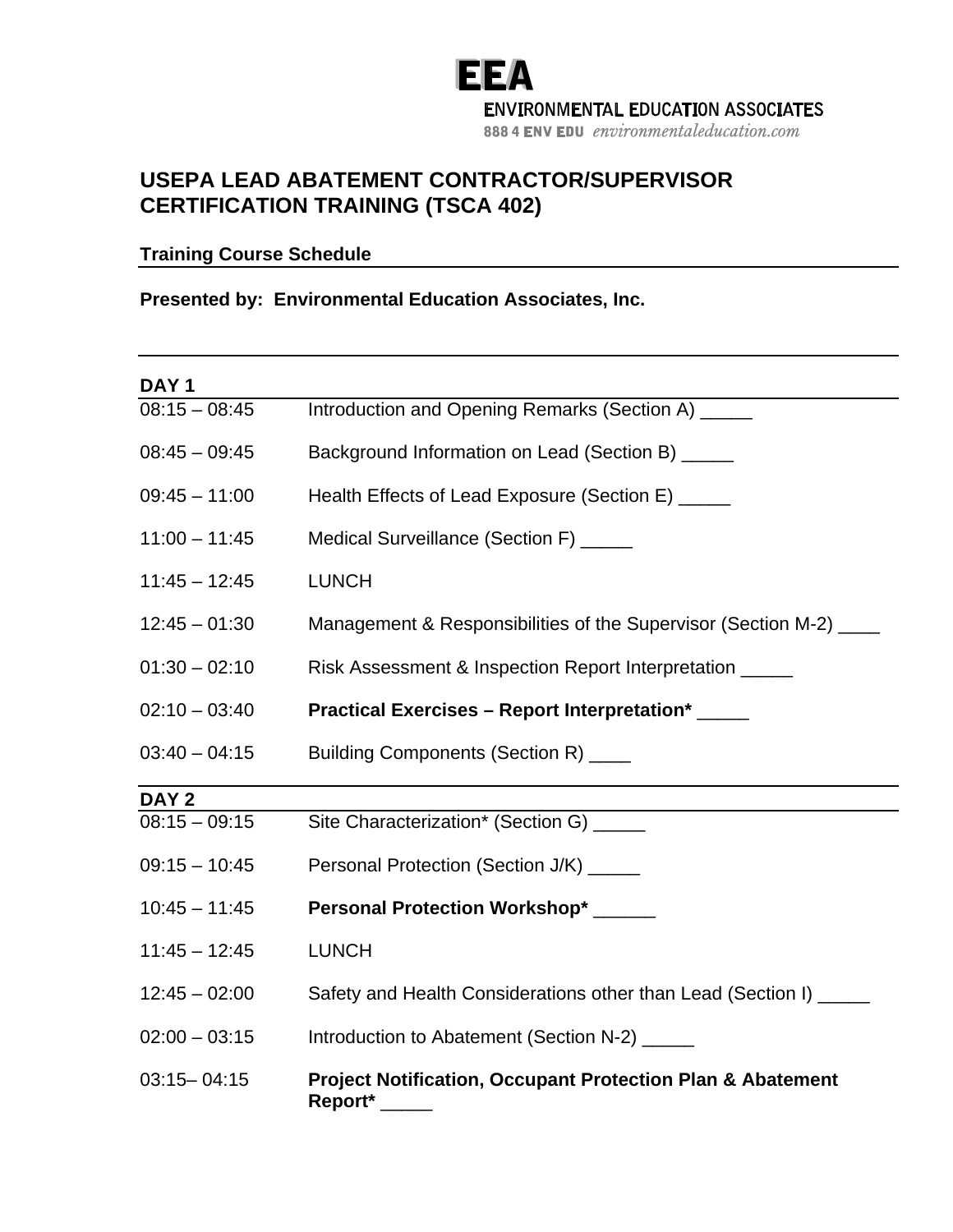**EEA**

ENVIRONMENTAL EDUCATION ASSOCIATES

888 4 ENV EDU *environmentaleducation.com*

# USEPA LEAD ABATEMENT CONTRACTOR/SUPERVISOR CERTIFICATION TRAINING (TSCA 402)

**Training Course Schedule**

**Presented by: Environmental Education Associates, Inc.**

## DAY 1

| | |
|---|---|
| 08:15 – 08:45 | Introduction and Opening Remarks (Section A) _____ |
| 08:45 – 09:45 | Background Information on Lead (Section B) _____ |
| 09:45 – 11:00 | Health Effects of Lead Exposure (Section E) _____ |
| 11:00 – 11:45 | Medical Surveillance (Section F) _____ |
| 11:45 – 12:45 | LUNCH |
| 12:45 – 01:30 | Management & Responsibilities of the Supervisor (Section M-2) ____ |
| 01:30 – 02:10 | Risk Assessment & Inspection Report Interpretation _____ |
| 02:10 – 03:40 | **Practical Exercises – Report Interpretation*** _____ |
| 03:40 – 04:15 | Building Components (Section R) ____ |

## DAY 2

| | |
|---|---|
| 08:15 – 09:15 | Site Characterization* (Section G) _____ |
| 09:15 – 10:45 | Personal Protection (Section J/K) _____ |
| 10:45 – 11:45 | **Personal Protection Workshop*** ______ |
| 11:45 – 12:45 | LUNCH |
| 12:45 – 02:00 | Safety and Health Considerations other than Lead (Section I) _____ |
| 02:00 – 03:15 | Introduction to Abatement (Section N-2) _____ |
| 03:15– 04:15 | **Project Notification, Occupant Protection Plan & Abatement Report*** _____ |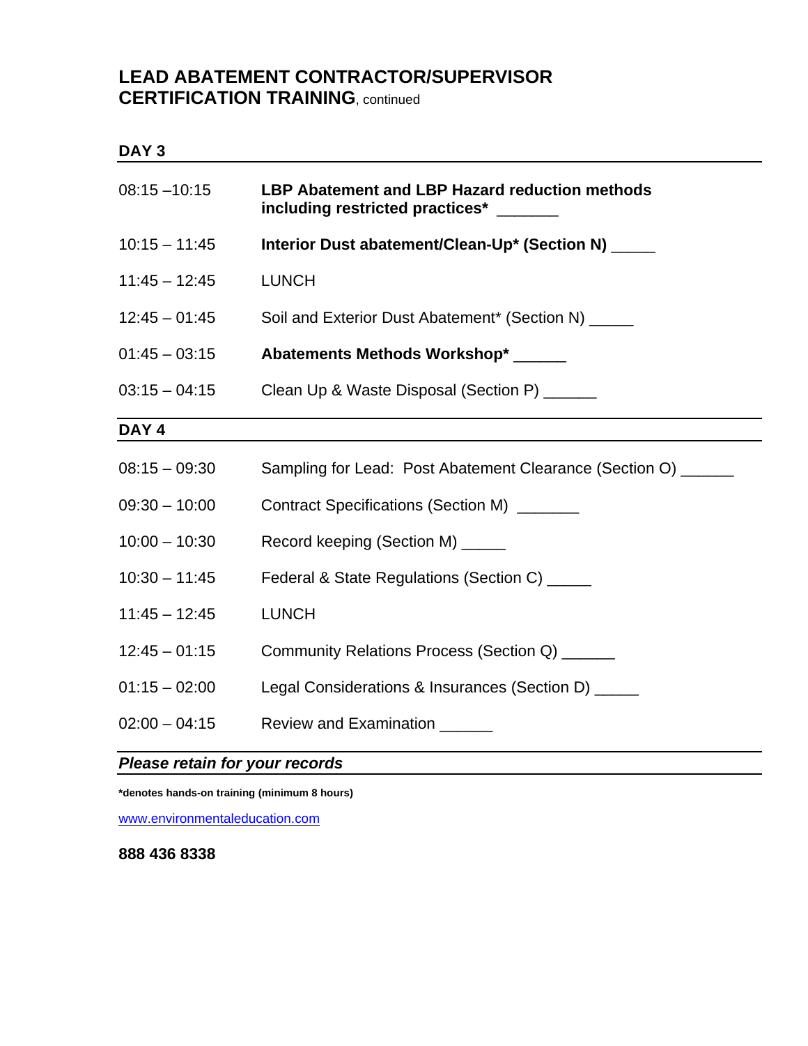# LEAD ABATEMENT CONTRACTOR/SUPERVISOR CERTIFICATION TRAINING, continued

## DAY 3

| | |
|---|---|
| 08:15 –10:15 | **LBP Abatement and LBP Hazard reduction methods including restricted practices*** _______ |
| 10:15 – 11:45 | **Interior Dust abatement/Clean-Up* (Section N)** _____ |
| 11:45 – 12:45 | LUNCH |
| 12:45 – 01:45 | Soil and Exterior Dust Abatement* (Section N) _____ |
| 01:45 – 03:15 | **Abatements Methods Workshop*** ______ |
| 03:15 – 04:15 | Clean Up & Waste Disposal (Section P) ______ |

## DAY 4

| | |
|---|---|
| 08:15 – 09:30 | Sampling for Lead: Post Abatement Clearance (Section O) ______ |
| 09:30 – 10:00 | Contract Specifications (Section M) _______ |
| 10:00 – 10:30 | Record keeping (Section M) _____ |
| 10:30 – 11:45 | Federal & State Regulations (Section C) _____ |
| 11:45 – 12:45 | LUNCH |
| 12:45 – 01:15 | Community Relations Process (Section Q) ______ |
| 01:15 – 02:00 | Legal Considerations & Insurances (Section D) _____ |
| 02:00 – 04:15 | Review and Examination ______ |

***Please retain for your records***

**\*denotes hands-on training (minimum 8 hours)**

www.environmentaleducation.com

**888 436 8338**